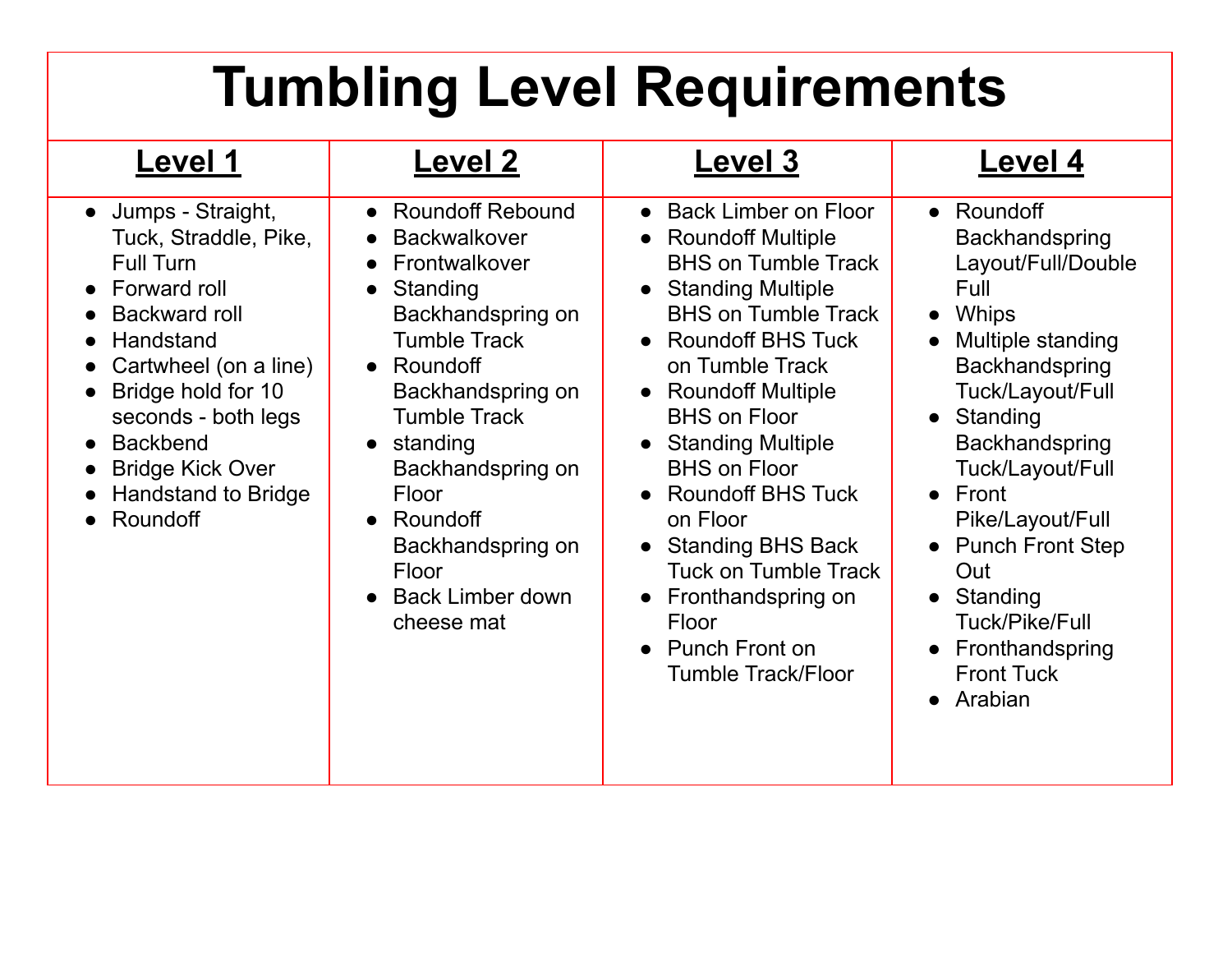# Tumbling Level Requirements

| Level 1 | Level 2 | Level 3 | Level 4 |
|---|---|---|---|
| • Jumps - Straight, Tuck, Straddle, Pike, Full Turn<br>• Forward roll<br>• Backward roll<br>• Handstand<br>• Cartwheel (on a line)<br>• Bridge hold for 10 seconds - both legs<br>• Backbend<br>• Bridge Kick Over<br>• Handstand to Bridge<br>• Roundoff | • Roundoff Rebound<br>• Backwalkover<br>• Frontwalkover<br>• Standing Backhandspring on Tumble Track<br>• Roundoff Backhandspring on Tumble Track<br>• standing Backhandspring on Floor<br>• Roundoff Backhandspring on Floor<br>• Back Limber down cheese mat | • Back Limber on Floor<br>• Roundoff Multiple BHS on Tumble Track<br>• Standing Multiple BHS on Tumble Track<br>• Roundoff BHS Tuck on Tumble Track<br>• Roundoff Multiple BHS on Floor<br>• Standing Multiple BHS on Floor<br>• Roundoff BHS Tuck on Floor<br>• Standing BHS Back Tuck on Tumble Track<br>• Fronthandspring on Floor<br>• Punch Front on Tumble Track/Floor | • Roundoff Backhandspring Layout/Full/Double Full<br>• Whips<br>• Multiple standing Backhandspring Tuck/Layout/Full<br>• Standing Backhandspring Tuck/Layout/Full<br>• Front Pike/Layout/Full<br>• Punch Front Step Out<br>• Standing Tuck/Pike/Full<br>• Fronthandspring Front Tuck<br>• Arabian |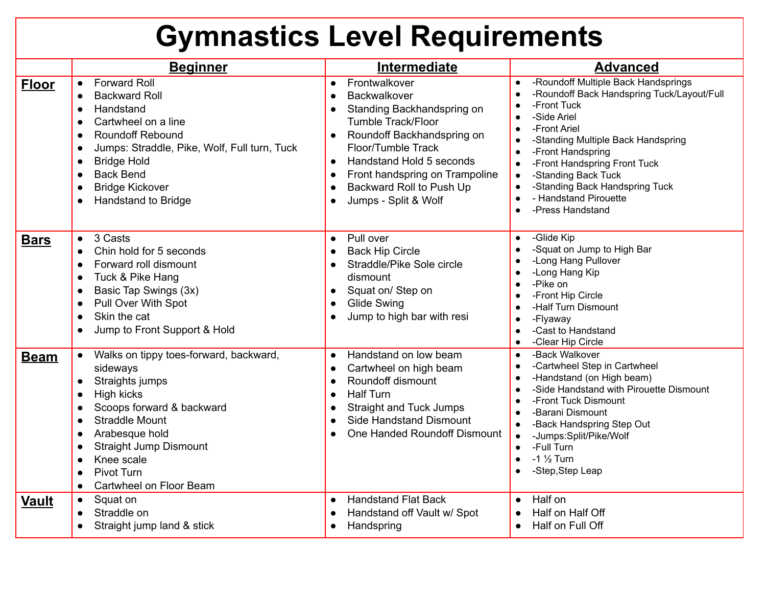# Gymnastics Level Requirements

| | **Beginner** | **Intermediate** | **Advanced** |
|---|---|---|---|
| **Floor** | • Forward Roll<br>• Backward Roll<br>• Handstand<br>• Cartwheel on a line<br>• Roundoff Rebound<br>• Jumps: Straddle, Pike, Wolf, Full turn, Tuck<br>• Bridge Hold<br>• Back Bend<br>• Bridge Kickover<br>• Handstand to Bridge | • Frontwalkover<br>• Backwalkover<br>• Standing Backhandspring on Tumble Track/Floor<br>• Roundoff Backhandspring on Floor/Tumble Track<br>• Handstand Hold 5 seconds<br>• Front handspring on Trampoline<br>• Backward Roll to Push Up<br>• Jumps - Split & Wolf | • -Roundoff Multiple Back Handsprings<br>• -Roundoff Back Handspring Tuck/Layout/Full<br>• -Front Tuck<br>• -Side Ariel<br>• -Front Ariel<br>• -Standing Multiple Back Handspring<br>• -Front Handspring<br>• -Front Handspring Front Tuck<br>• -Standing Back Tuck<br>• -Standing Back Handspring Tuck<br>• - Handstand Pirouette<br>• -Press Handstand |
| **Bars** | • 3 Casts<br>• Chin hold for 5 seconds<br>• Forward roll dismount<br>• Tuck & Pike Hang<br>• Basic Tap Swings (3x)<br>• Pull Over With Spot<br>• Skin the cat<br>• Jump to Front Support & Hold | • Pull over<br>• Back Hip Circle<br>• Straddle/Pike Sole circle dismount<br>• Squat on/ Step on<br>• Glide Swing<br>• Jump to high bar with resi | • -Glide Kip<br>• -Squat on Jump to High Bar<br>• -Long Hang Pullover<br>• -Long Hang Kip<br>• -Pike on<br>• -Front Hip Circle<br>• -Half Turn Dismount<br>• -Flyaway<br>• -Cast to Handstand<br>• -Clear Hip Circle |
| **Beam** | • Walks on tippy toes-forward, backward, sideways<br>• Straights jumps<br>• High kicks<br>• Scoops forward & backward<br>• Straddle Mount<br>• Arabesque hold<br>• Straight Jump Dismount<br>• Knee scale<br>• Pivot Turn<br>• Cartwheel on Floor Beam | • Handstand on low beam<br>• Cartwheel on high beam<br>• Roundoff dismount<br>• Half Turn<br>• Straight and Tuck Jumps<br>• Side Handstand Dismount<br>• One Handed Roundoff Dismount | • -Back Walkover<br>• -Cartwheel Step in Cartwheel<br>• -Handstand (on High beam)<br>• -Side Handstand with Pirouette Dismount<br>• -Front Tuck Dismount<br>• -Barani Dismount<br>• -Back Handspring Step Out<br>• -Jumps:Split/Pike/Wolf<br>• -Full Turn<br>• -1 ½ Turn<br>• -Step,Step Leap |
| **Vault** | • Squat on<br>• Straddle on<br>• Straight jump land & stick | • Handstand Flat Back<br>• Handstand off Vault w/ Spot<br>• Handspring | • Half on<br>• Half on Half Off<br>• Half on Full Off |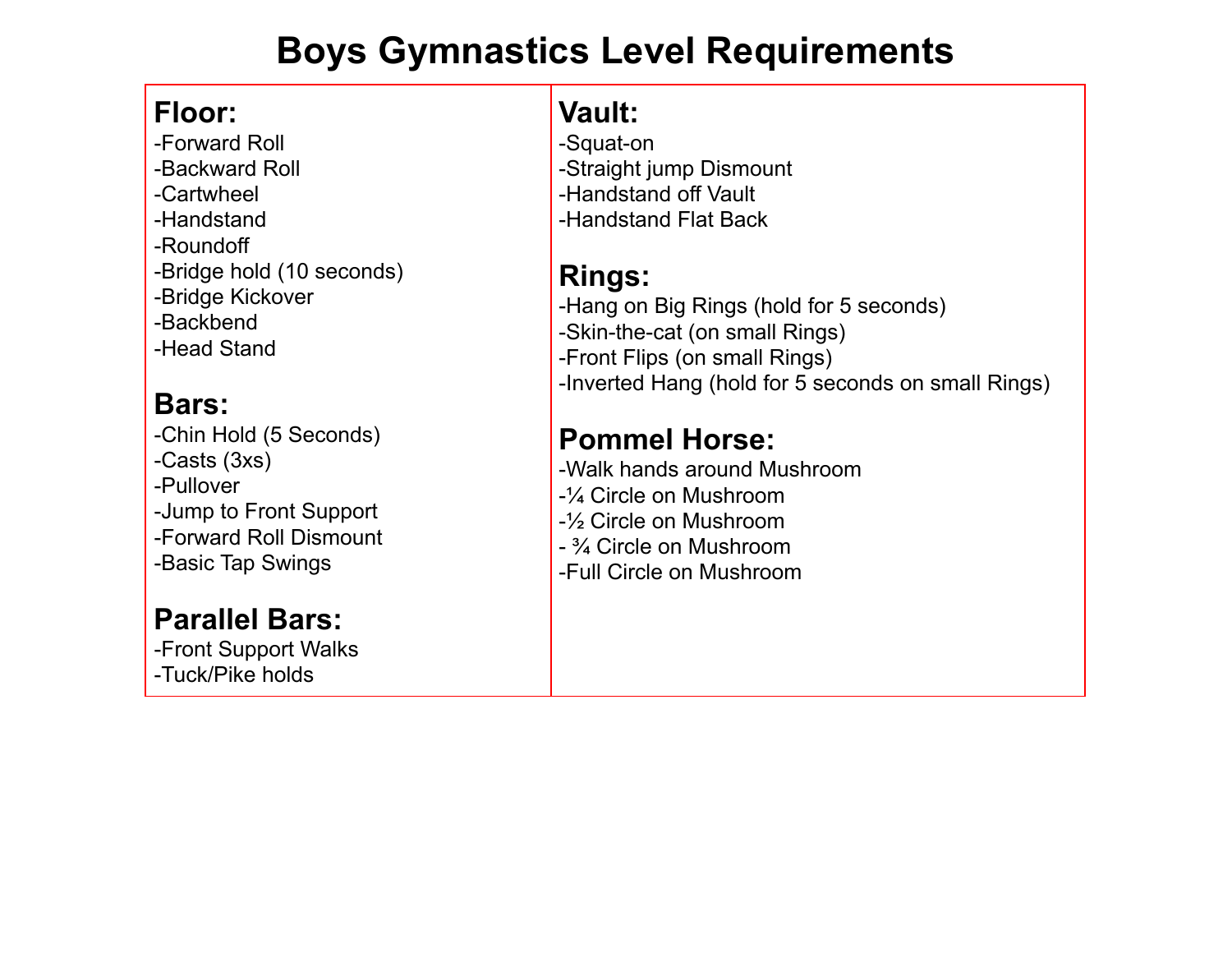# Boys Gymnastics Level Requirements

## Floor:
-Forward Roll
-Backward Roll
-Cartwheel
-Handstand
-Roundoff
-Bridge hold (10 seconds)
-Bridge Kickover
-Backbend
-Head Stand

## Bars:
-Chin Hold (5 Seconds)
-Casts (3xs)
-Pullover
-Jump to Front Support
-Forward Roll Dismount
-Basic Tap Swings

## Parallel Bars:
-Front Support Walks
-Tuck/Pike holds

## Vault:
-Squat-on
-Straight jump Dismount
-Handstand off Vault
-Handstand Flat Back

## Rings:
-Hang on Big Rings (hold for 5 seconds)
-Skin-the-cat (on small Rings)
-Front Flips (on small Rings)
-Inverted Hang (hold for 5 seconds on small Rings)

## Pommel Horse:
-Walk hands around Mushroom
-¼ Circle on Mushroom
-½ Circle on Mushroom
- ¾ Circle on Mushroom
-Full Circle on Mushroom